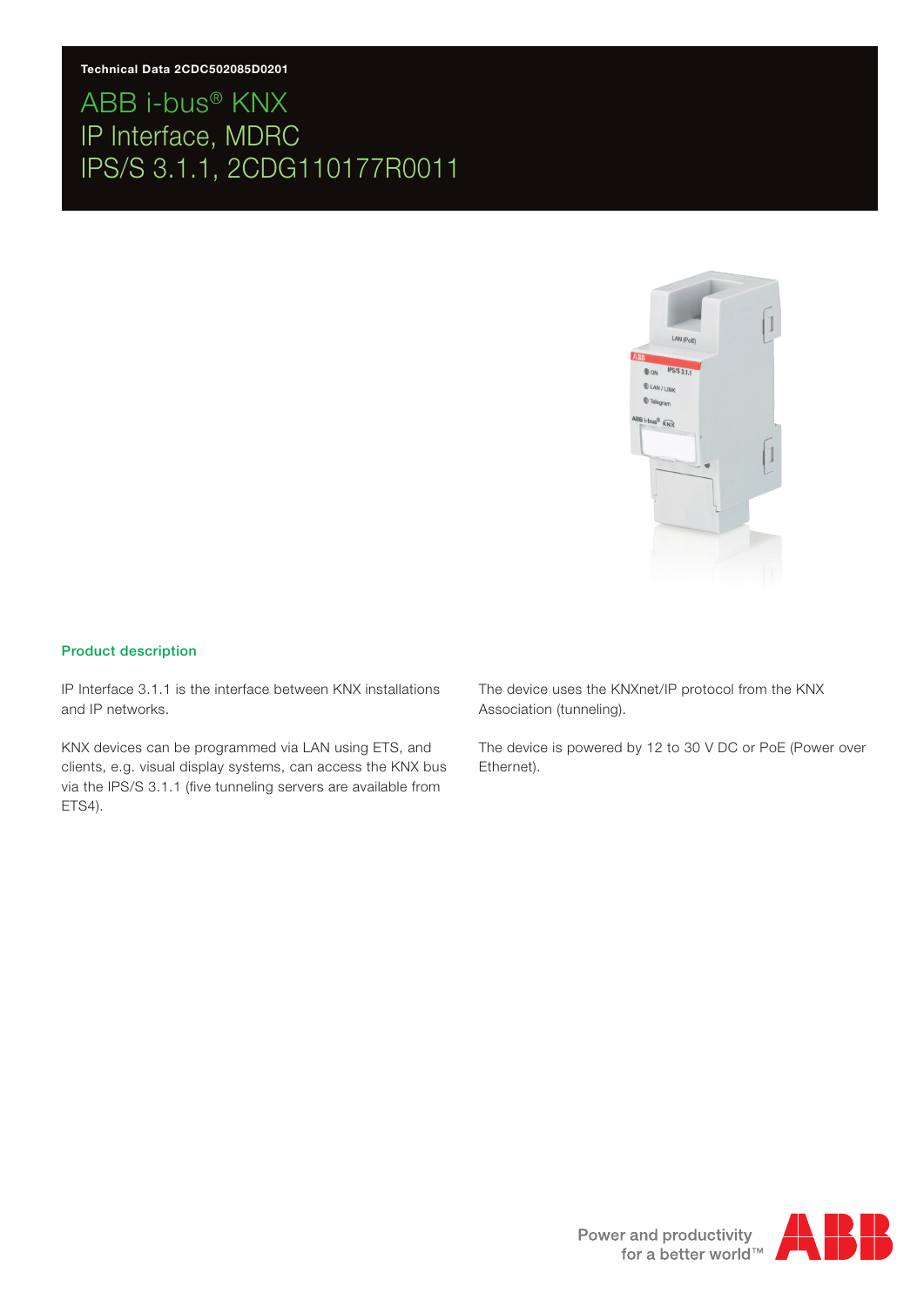Technical Data 2CDC502085D0201

# ABB i-bus® KNX
# IP Interface, MDRC
# IPS/S 3.1.1, 2CDG110177R0011

## Product description

IP Interface 3.1.1 is the interface between KNX installations and IP networks.

KNX devices can be programmed via LAN using ETS, and clients, e.g. visual display systems, can access the KNX bus via the IPS/S 3.1.1 (five tunneling servers are available from ETS4).

The device uses the KNXnet/IP protocol from the KNX Association (tunneling).

The device is powered by 12 to 30 V DC or PoE (Power over Ethernet).

Power and productivity for a better world™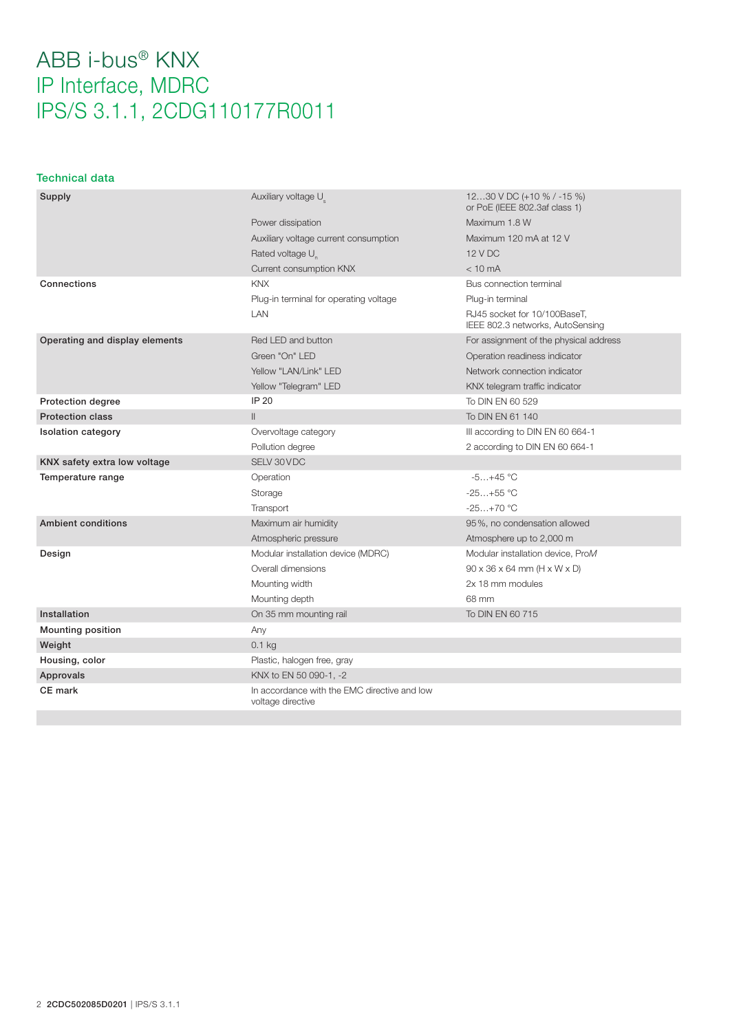# ABB i-bus® KNX
## IP Interface, MDRC
## IPS/S 3.1.1, 2CDG110177R0011

### Technical data

| | | |
|---|---|---|
| **Supply** | Auxiliary voltage $U_s$ | 12…30 V DC (+10 % / -15 %)<br>or PoE (IEEE 802.3af class 1) |
| | Power dissipation | Maximum 1.8 W |
| | Auxiliary voltage current consumption | Maximum 120 mA at 12 V |
| | Rated voltage $U_n$ | 12 V DC |
| | Current consumption KNX | < 10 mA |
| **Connections** | KNX | Bus connection terminal |
| | Plug-in terminal for operating voltage | Plug-in terminal |
| | LAN | RJ45 socket for 10/100BaseT,<br>IEEE 802.3 networks, AutoSensing |
| **Operating and display elements** | Red LED and button | For assignment of the physical address |
| | Green "On" LED | Operation readiness indicator |
| | Yellow "LAN/Link" LED | Network connection indicator |
| | Yellow "Telegram" LED | KNX telegram traffic indicator |
| **Protection degree** | IP 20 | To DIN EN 60 529 |
| **Protection class** | II | To DIN EN 61 140 |
| **Isolation category** | Overvoltage category | III according to DIN EN 60 664-1 |
| | Pollution degree | 2 according to DIN EN 60 664-1 |
| **KNX safety extra low voltage** | SELV 30 V DC | |
| **Temperature range** | Operation | -5…+45 °C |
| | Storage | -25…+55 °C |
| | Transport | -25…+70 °C |
| **Ambient conditions** | Maximum air humidity | 95 %, no condensation allowed |
| | Atmospheric pressure | Atmosphere up to 2,000 m |
| **Design** | Modular installation device (MDRC) | Modular installation device, ProM |
| | Overall dimensions | 90 x 36 x 64 mm (H x W x D) |
| | Mounting width | 2x 18 mm modules |
| | Mounting depth | 68 mm |
| **Installation** | On 35 mm mounting rail | To DIN EN 60 715 |
| **Mounting position** | Any | |
| **Weight** | 0.1 kg | |
| **Housing, color** | Plastic, halogen free, gray | |
| **Approvals** | KNX to EN 50 090-1, -2 | |
| **CE mark** | In accordance with the EMC directive and low voltage directive | |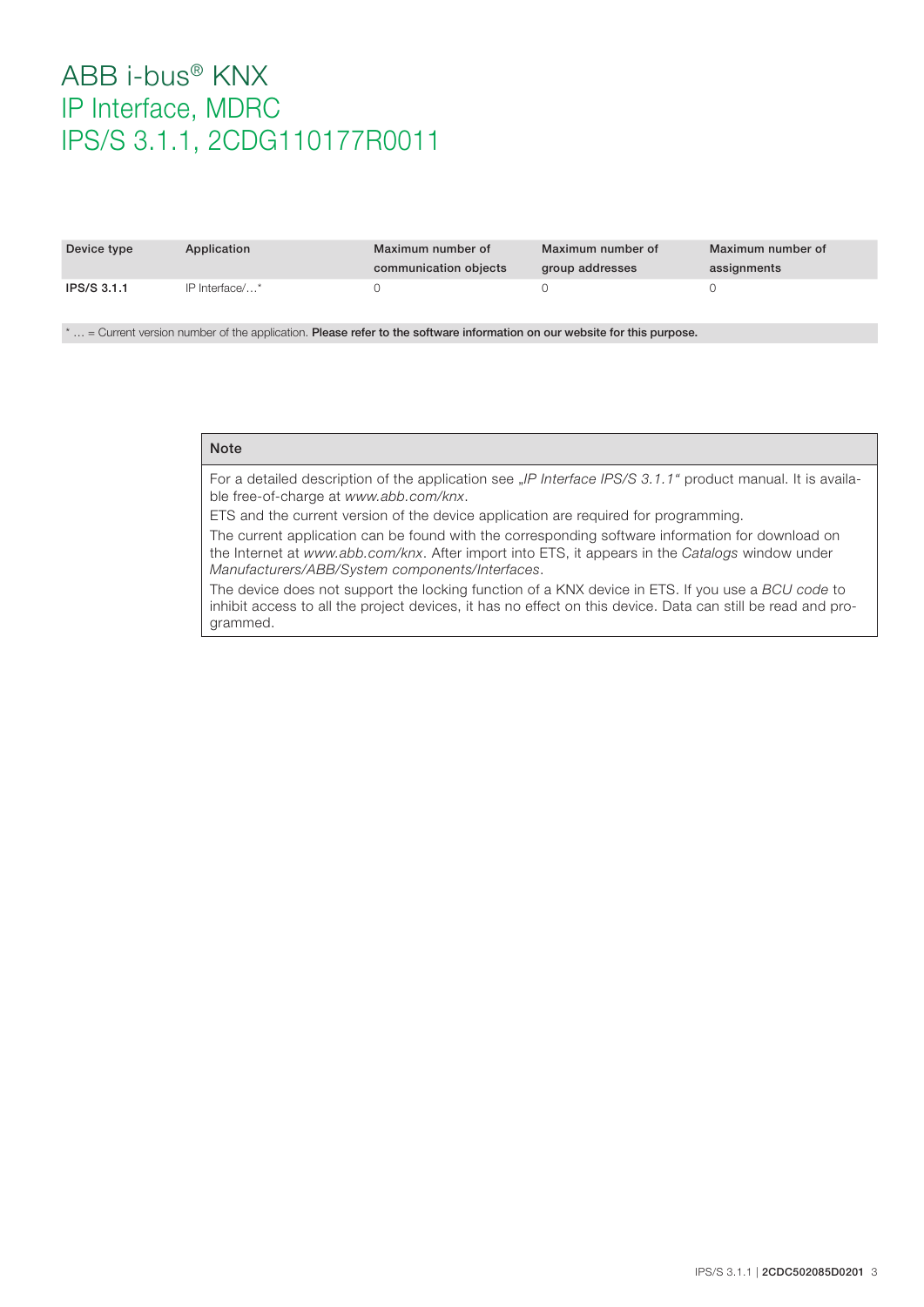# ABB i-bus® KNX
## IP Interface, MDRC
## IPS/S 3.1.1, 2CDG110177R0011

| Device type | Application | Maximum number of communication objects | Maximum number of group addresses | Maximum number of assignments |
|---|---|---|---|---|
| **IPS/S 3.1.1** | IP Interface/…* | 0 | 0 | 0 |

\* … = Current version number of the application. **Please refer to the software information on our website for this purpose.**

| Note |
|---|
| For a detailed description of the application see *„IP Interface IPS/S 3.1.1“* product manual. It is available free-of-charge at *www.abb.com/knx*.<br>ETS and the current version of the device application are required for programming.<br>The current application can be found with the corresponding software information for download on the Internet at *www.abb.com/knx*. After import into ETS, it appears in the *Catalogs* window under *Manufacturers/ABB/System components/Interfaces*.<br>The device does not support the locking function of a KNX device in ETS. If you use a *BCU code* to inhibit access to all the project devices, it has no effect on this device. Data can still be read and programmed. |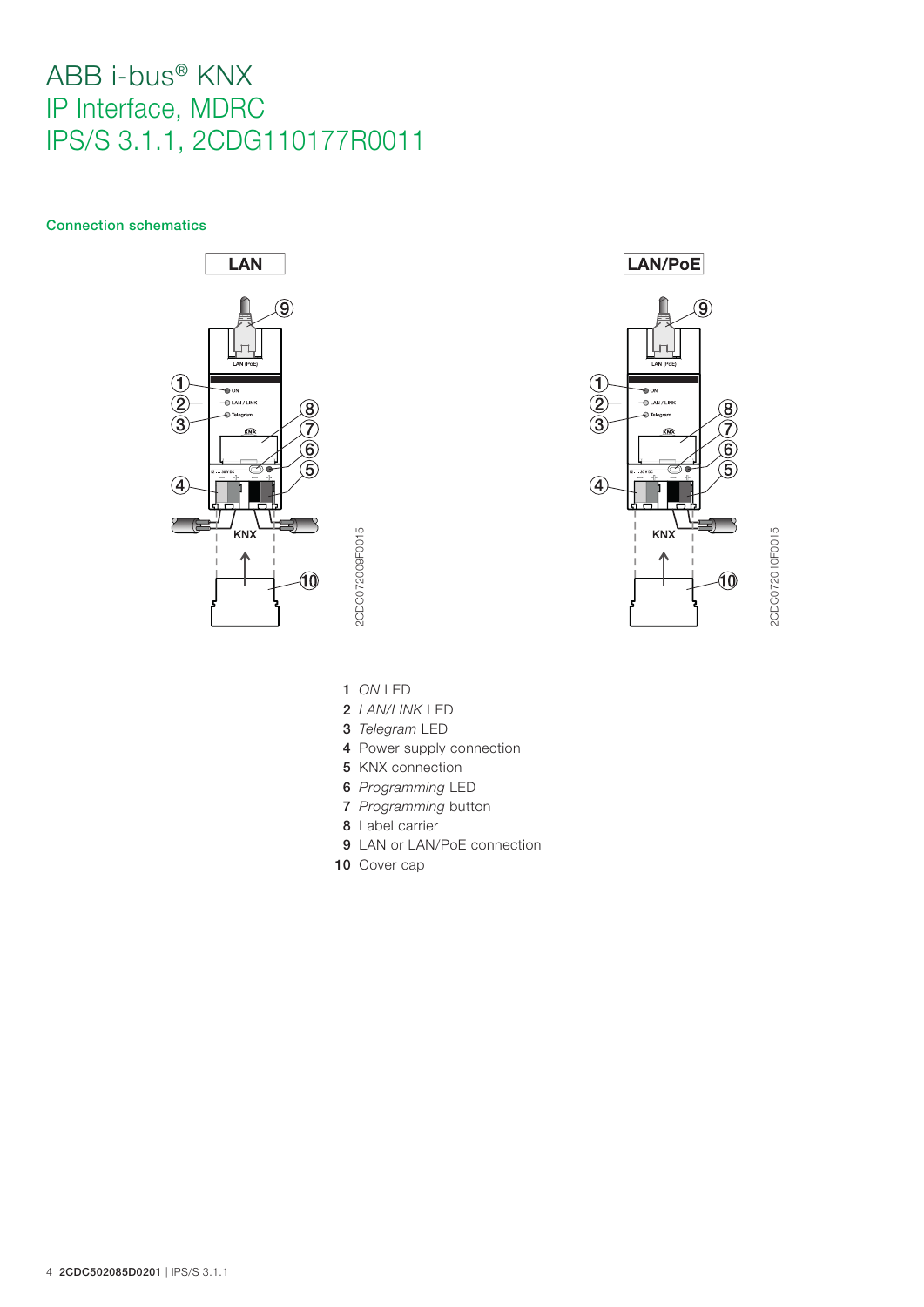# ABB i-bus® KNX
# IP Interface, MDRC
# IPS/S 3.1.1, 2CDG110177R0011

### Connection schematics

**LAN**

**LAN/PoE**

1 *ON* LED
2 *LAN/LINK* LED
3 *Telegram* LED
4 Power supply connection
5 KNX connection
6 *Programming* LED
7 *Programming* button
8 Label carrier
9 LAN or LAN/PoE connection
10 Cover cap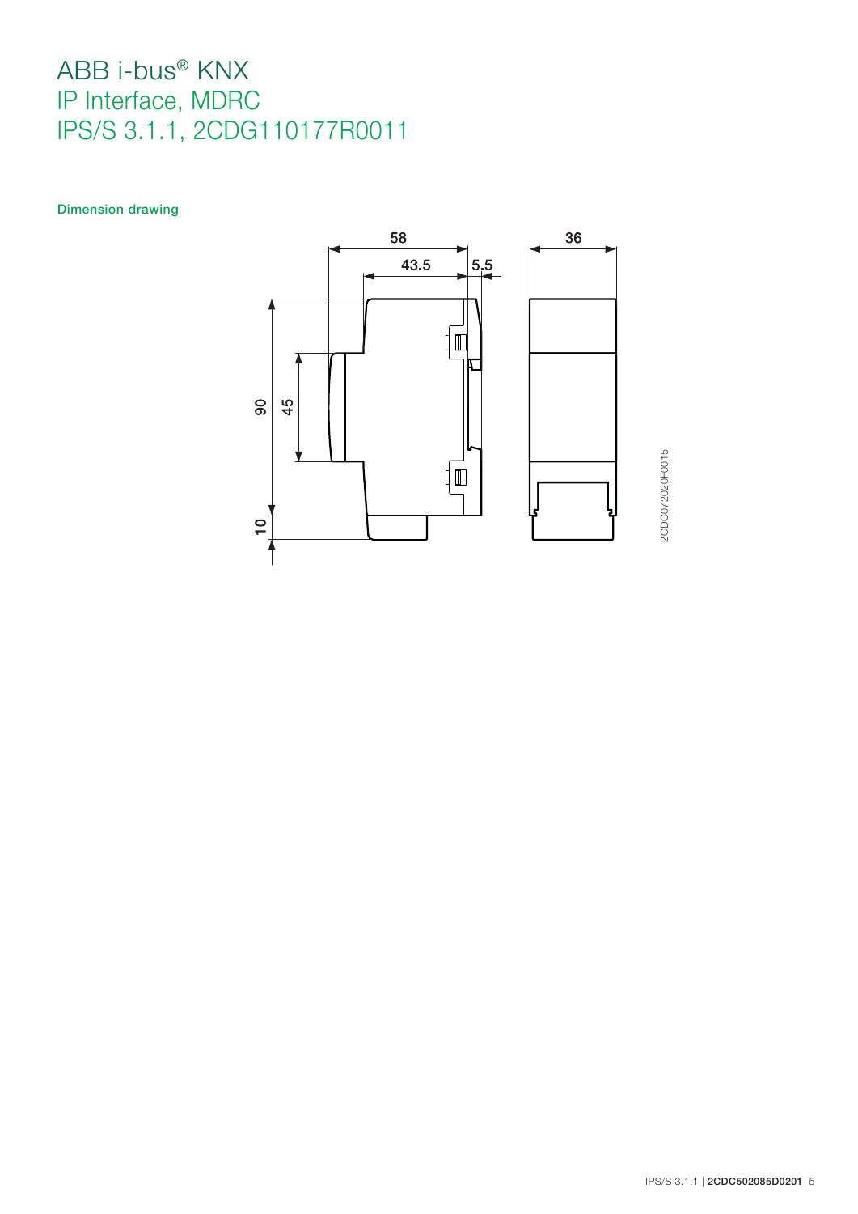# ABB i-bus® KNX
## IP Interface, MDRC
## IPS/S 3.1.1, 2CDG110177R0011

### Dimension drawing

58

43.5

5.5

36

90

45

10

2CDC072020F0015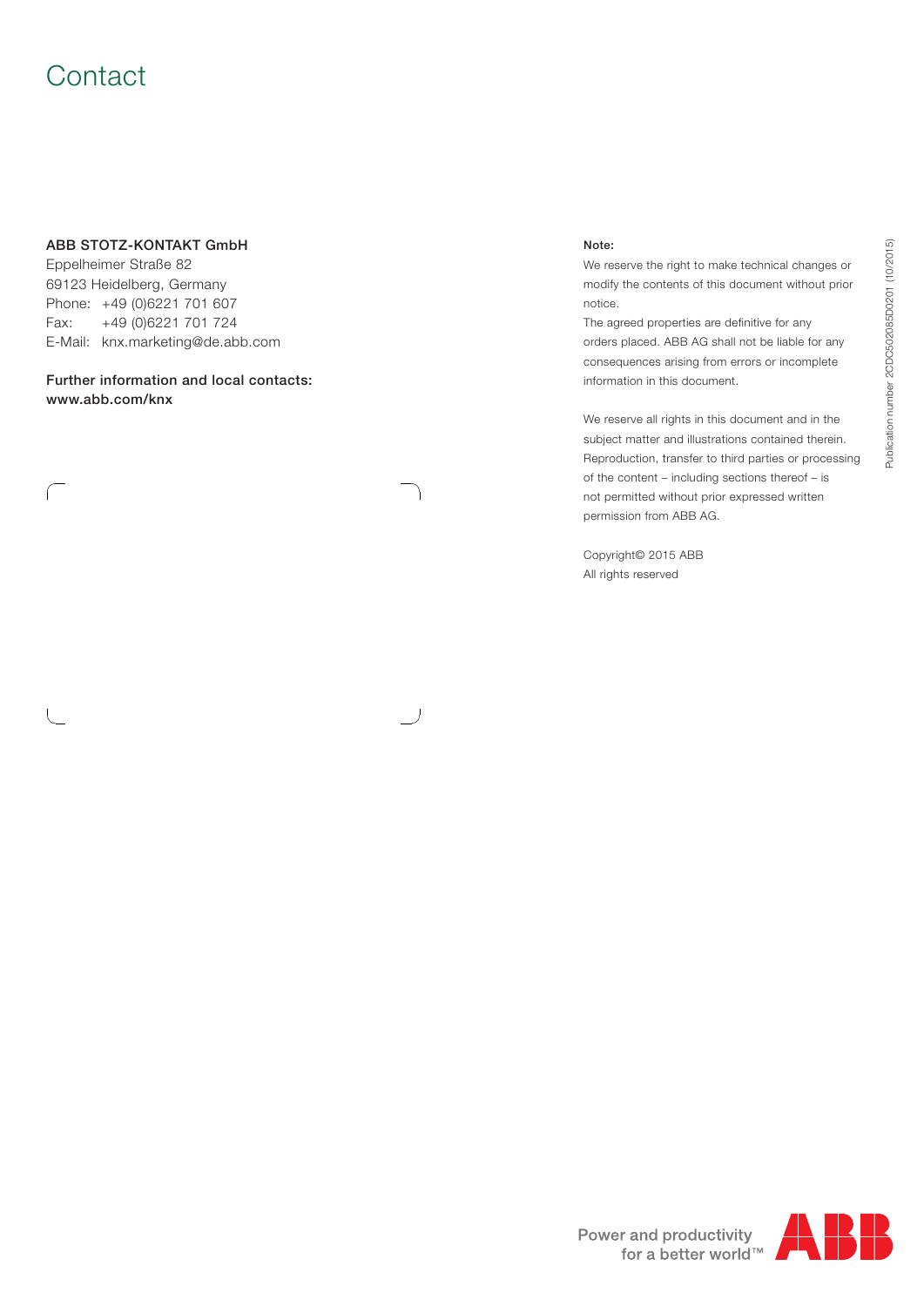# Contact

**ABB STOTZ-KONTAKT GmbH**
Eppelheimer Straße 82
69123 Heidelberg, Germany
Phone: +49 (0)6221 701 607
Fax: +49 (0)6221 701 724
E-Mail: knx.marketing@de.abb.com

**Further information and local contacts:**
**www.abb.com/knx**

**Note:**
We reserve the right to make technical changes or modify the contents of this document without prior notice.
The agreed properties are definitive for any orders placed. ABB AG shall not be liable for any consequences arising from errors or incomplete information in this document.

We reserve all rights in this document and in the subject matter and illustrations contained therein. Reproduction, transfer to third parties or processing of the content – including sections thereof – is not permitted without prior expressed written permission from ABB AG.

Copyright© 2015 ABB
All rights reserved

Publication number 2CDC502085D0201 (10/2015)

Power and productivity
for a better world™